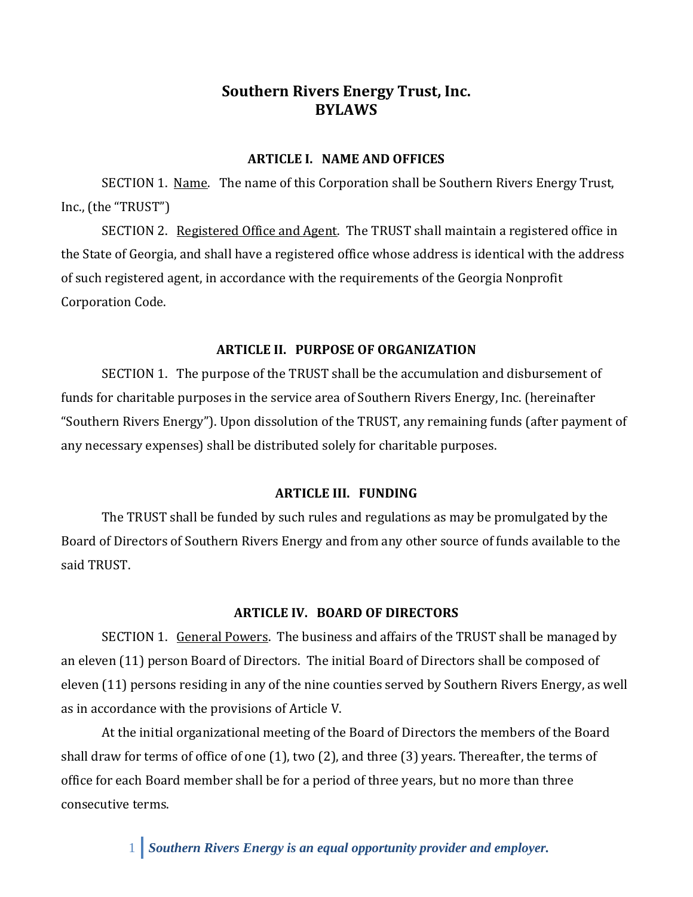# Southern Rivers Energy Trust, Inc.
# BYLAWS

## ARTICLE I. NAME AND OFFICES

SECTION 1. Name. The name of this Corporation shall be Southern Rivers Energy Trust, Inc., (the "TRUST")

SECTION 2. Registered Office and Agent. The TRUST shall maintain a registered office in the State of Georgia, and shall have a registered office whose address is identical with the address of such registered agent, in accordance with the requirements of the Georgia Nonprofit Corporation Code.

## ARTICLE II. PURPOSE OF ORGANIZATION

SECTION 1. The purpose of the TRUST shall be the accumulation and disbursement of funds for charitable purposes in the service area of Southern Rivers Energy, Inc. (hereinafter "Southern Rivers Energy"). Upon dissolution of the TRUST, any remaining funds (after payment of any necessary expenses) shall be distributed solely for charitable purposes.

## ARTICLE III. FUNDING

The TRUST shall be funded by such rules and regulations as may be promulgated by the Board of Directors of Southern Rivers Energy and from any other source of funds available to the said TRUST.

## ARTICLE IV. BOARD OF DIRECTORS

SECTION 1. General Powers. The business and affairs of the TRUST shall be managed by an eleven (11) person Board of Directors. The initial Board of Directors shall be composed of eleven (11) persons residing in any of the nine counties served by Southern Rivers Energy, as well as in accordance with the provisions of Article V.

At the initial organizational meeting of the Board of Directors the members of the Board shall draw for terms of office of one (1), two (2), and three (3) years. Thereafter, the terms of office for each Board member shall be for a period of three years, but no more than three consecutive terms.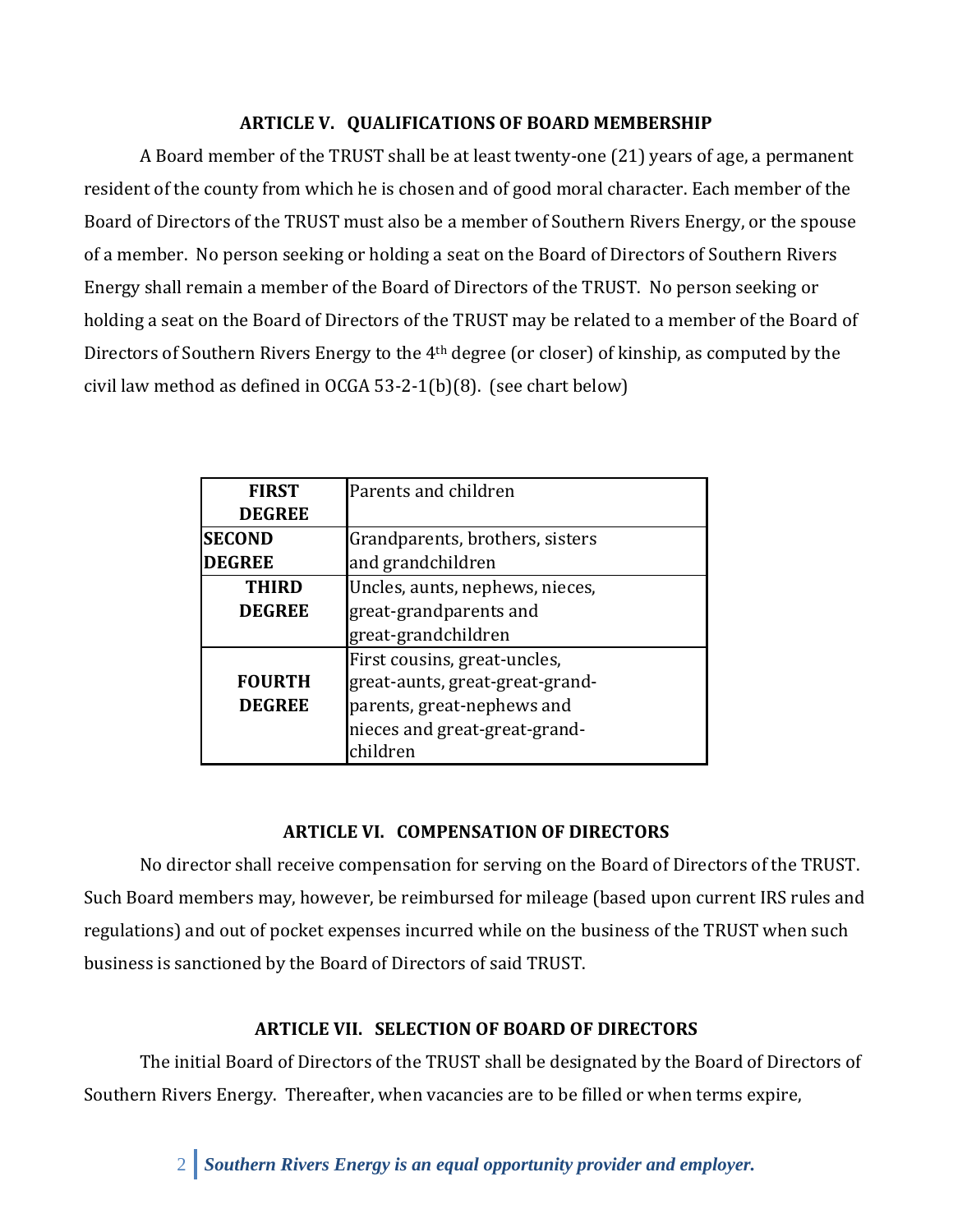### ARTICLE V. QUALIFICATIONS OF BOARD MEMBERSHIP

A Board member of the TRUST shall be at least twenty-one (21) years of age, a permanent resident of the county from which he is chosen and of good moral character. Each member of the Board of Directors of the TRUST must also be a member of Southern Rivers Energy, or the spouse of a member. No person seeking or holding a seat on the Board of Directors of Southern Rivers Energy shall remain a member of the Board of Directors of the TRUST. No person seeking or holding a seat on the Board of Directors of the TRUST may be related to a member of the Board of Directors of Southern Rivers Energy to the 4th degree (or closer) of kinship, as computed by the civil law method as defined in OCGA 53-2-1(b)(8). (see chart below)

| | |
|---|---|
| **FIRST DEGREE** | Parents and children |
| **SECOND DEGREE** | Grandparents, brothers, sisters and grandchildren |
| **THIRD DEGREE** | Uncles, aunts, nephews, nieces, great-grandparents and great-grandchildren |
| **FOURTH DEGREE** | First cousins, great-uncles, great-aunts, great-great-grand-parents, great-nephews and nieces and great-great-grand-children |

### ARTICLE VI. COMPENSATION OF DIRECTORS

No director shall receive compensation for serving on the Board of Directors of the TRUST. Such Board members may, however, be reimbursed for mileage (based upon current IRS rules and regulations) and out of pocket expenses incurred while on the business of the TRUST when such business is sanctioned by the Board of Directors of said TRUST.

### ARTICLE VII. SELECTION OF BOARD OF DIRECTORS

The initial Board of Directors of the TRUST shall be designated by the Board of Directors of Southern Rivers Energy. Thereafter, when vacancies are to be filled or when terms expire,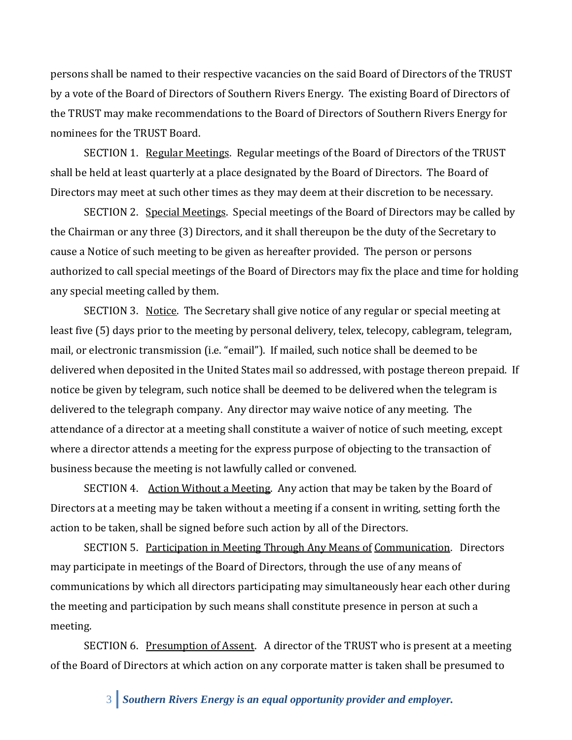persons shall be named to their respective vacancies on the said Board of Directors of the TRUST by a vote of the Board of Directors of Southern Rivers Energy. The existing Board of Directors of the TRUST may make recommendations to the Board of Directors of Southern Rivers Energy for nominees for the TRUST Board.

SECTION 1. Regular Meetings. Regular meetings of the Board of Directors of the TRUST shall be held at least quarterly at a place designated by the Board of Directors. The Board of Directors may meet at such other times as they may deem at their discretion to be necessary.

SECTION 2. Special Meetings. Special meetings of the Board of Directors may be called by the Chairman or any three (3) Directors, and it shall thereupon be the duty of the Secretary to cause a Notice of such meeting to be given as hereafter provided. The person or persons authorized to call special meetings of the Board of Directors may fix the place and time for holding any special meeting called by them.

SECTION 3. Notice. The Secretary shall give notice of any regular or special meeting at least five (5) days prior to the meeting by personal delivery, telex, telecopy, cablegram, telegram, mail, or electronic transmission (i.e. "email"). If mailed, such notice shall be deemed to be delivered when deposited in the United States mail so addressed, with postage thereon prepaid. If notice be given by telegram, such notice shall be deemed to be delivered when the telegram is delivered to the telegraph company. Any director may waive notice of any meeting. The attendance of a director at a meeting shall constitute a waiver of notice of such meeting, except where a director attends a meeting for the express purpose of objecting to the transaction of business because the meeting is not lawfully called or convened.

SECTION 4. Action Without a Meeting. Any action that may be taken by the Board of Directors at a meeting may be taken without a meeting if a consent in writing, setting forth the action to be taken, shall be signed before such action by all of the Directors.

SECTION 5. Participation in Meeting Through Any Means of Communication. Directors may participate in meetings of the Board of Directors, through the use of any means of communications by which all directors participating may simultaneously hear each other during the meeting and participation by such means shall constitute presence in person at such a meeting.

SECTION 6. Presumption of Assent. A director of the TRUST who is present at a meeting of the Board of Directors at which action on any corporate matter is taken shall be presumed to

*Southern Rivers Energy is an equal opportunity provider and employer.*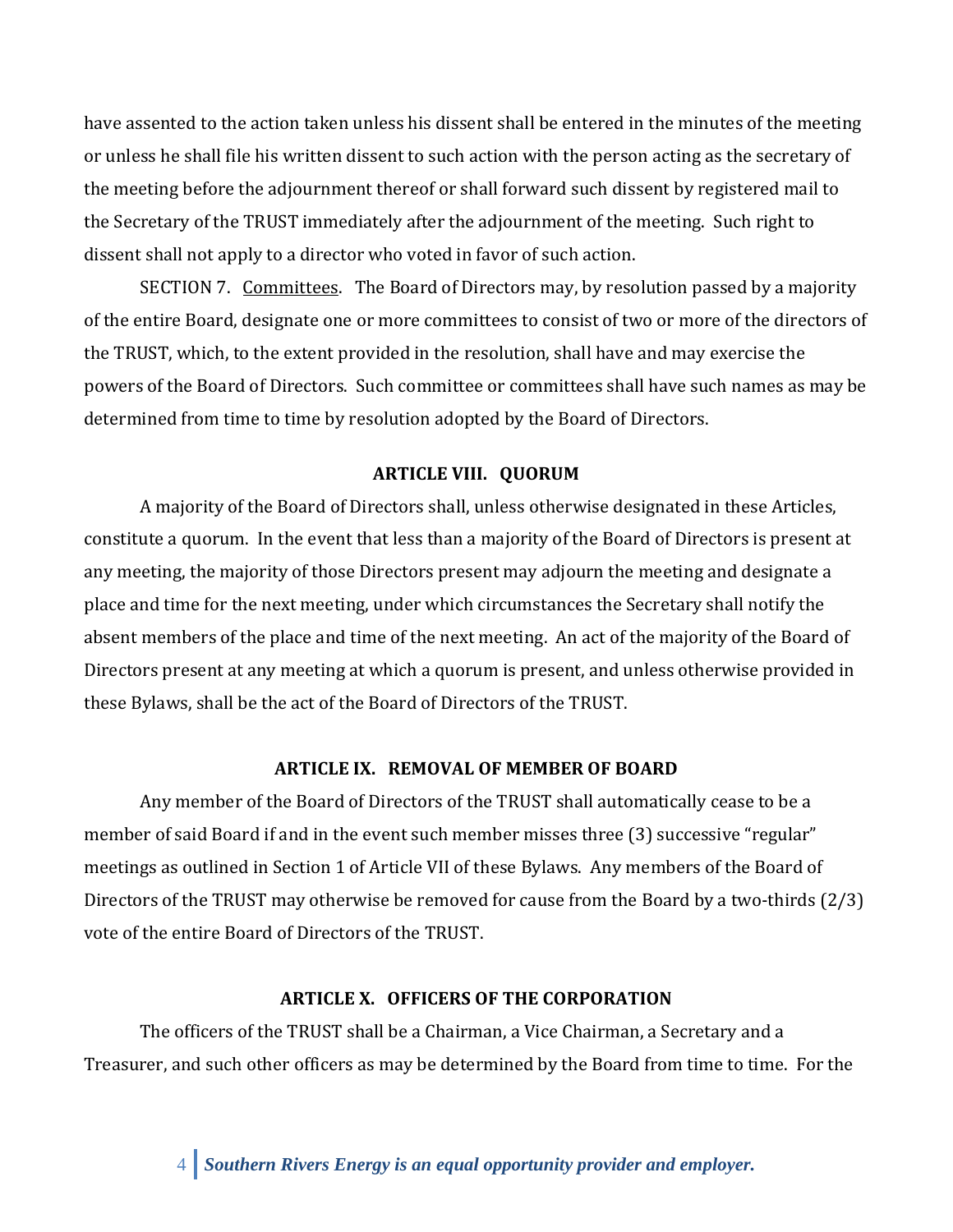have assented to the action taken unless his dissent shall be entered in the minutes of the meeting or unless he shall file his written dissent to such action with the person acting as the secretary of the meeting before the adjournment thereof or shall forward such dissent by registered mail to the Secretary of the TRUST immediately after the adjournment of the meeting. Such right to dissent shall not apply to a director who voted in favor of such action.

SECTION 7. Committees. The Board of Directors may, by resolution passed by a majority of the entire Board, designate one or more committees to consist of two or more of the directors of the TRUST, which, to the extent provided in the resolution, shall have and may exercise the powers of the Board of Directors. Such committee or committees shall have such names as may be determined from time to time by resolution adopted by the Board of Directors.

## ARTICLE VIII. QUORUM

A majority of the Board of Directors shall, unless otherwise designated in these Articles, constitute a quorum. In the event that less than a majority of the Board of Directors is present at any meeting, the majority of those Directors present may adjourn the meeting and designate a place and time for the next meeting, under which circumstances the Secretary shall notify the absent members of the place and time of the next meeting. An act of the majority of the Board of Directors present at any meeting at which a quorum is present, and unless otherwise provided in these Bylaws, shall be the act of the Board of Directors of the TRUST.

## ARTICLE IX. REMOVAL OF MEMBER OF BOARD

Any member of the Board of Directors of the TRUST shall automatically cease to be a member of said Board if and in the event such member misses three (3) successive "regular" meetings as outlined in Section 1 of Article VII of these Bylaws. Any members of the Board of Directors of the TRUST may otherwise be removed for cause from the Board by a two-thirds (2/3) vote of the entire Board of Directors of the TRUST.

## ARTICLE X. OFFICERS OF THE CORPORATION

The officers of the TRUST shall be a Chairman, a Vice Chairman, a Secretary and a Treasurer, and such other officers as may be determined by the Board from time to time. For the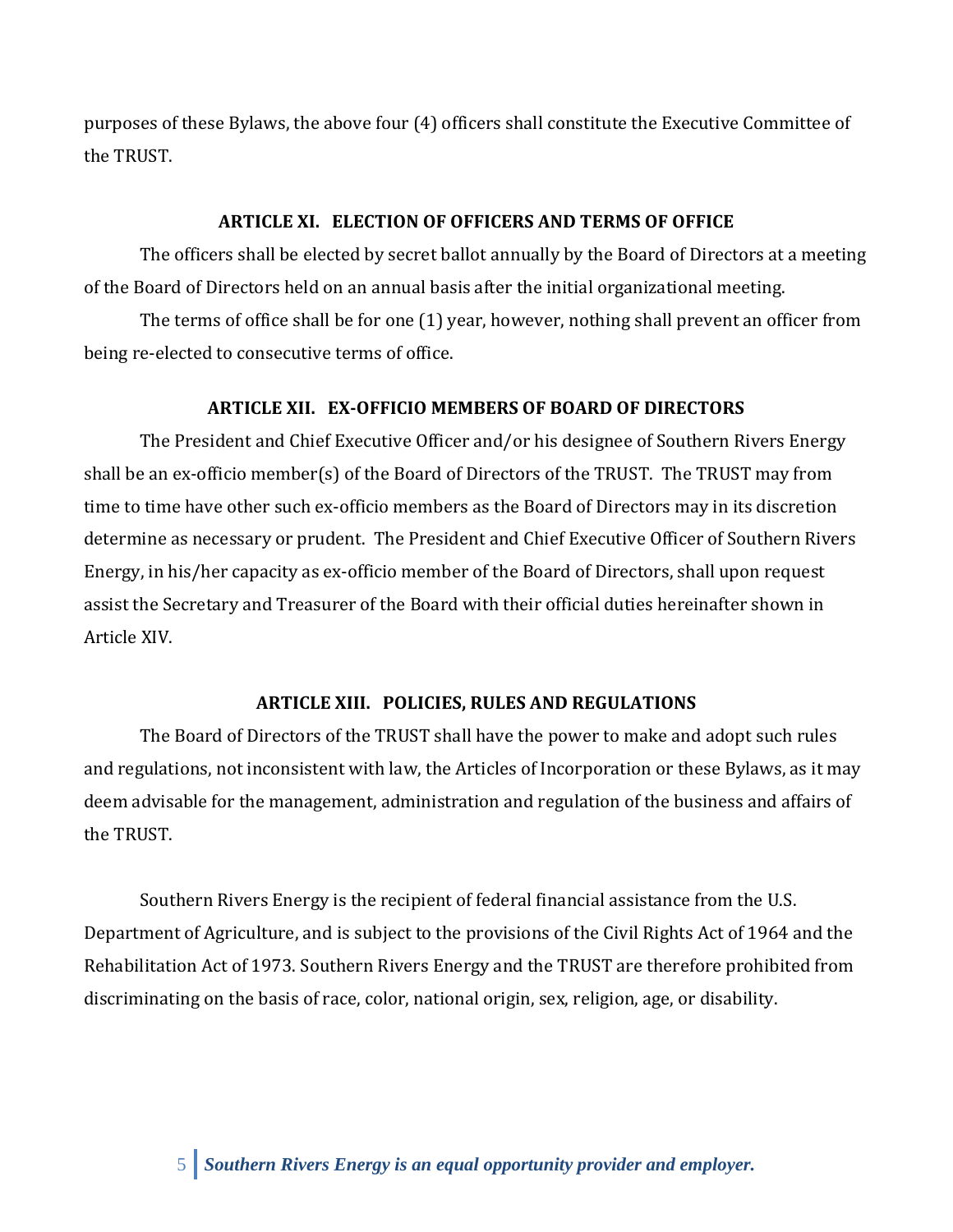purposes of these Bylaws, the above four (4) officers shall constitute the Executive Committee of the TRUST.

## ARTICLE XI. ELECTION OF OFFICERS AND TERMS OF OFFICE

The officers shall be elected by secret ballot annually by the Board of Directors at a meeting of the Board of Directors held on an annual basis after the initial organizational meeting.

The terms of office shall be for one (1) year, however, nothing shall prevent an officer from being re-elected to consecutive terms of office.

## ARTICLE XII. EX-OFFICIO MEMBERS OF BOARD OF DIRECTORS

The President and Chief Executive Officer and/or his designee of Southern Rivers Energy shall be an ex-officio member(s) of the Board of Directors of the TRUST. The TRUST may from time to time have other such ex-officio members as the Board of Directors may in its discretion determine as necessary or prudent. The President and Chief Executive Officer of Southern Rivers Energy, in his/her capacity as ex-officio member of the Board of Directors, shall upon request assist the Secretary and Treasurer of the Board with their official duties hereinafter shown in Article XIV.

## ARTICLE XIII. POLICIES, RULES AND REGULATIONS

The Board of Directors of the TRUST shall have the power to make and adopt such rules and regulations, not inconsistent with law, the Articles of Incorporation or these Bylaws, as it may deem advisable for the management, administration and regulation of the business and affairs of the TRUST.

Southern Rivers Energy is the recipient of federal financial assistance from the U.S. Department of Agriculture, and is subject to the provisions of the Civil Rights Act of 1964 and the Rehabilitation Act of 1973. Southern Rivers Energy and the TRUST are therefore prohibited from discriminating on the basis of race, color, national origin, sex, religion, age, or disability.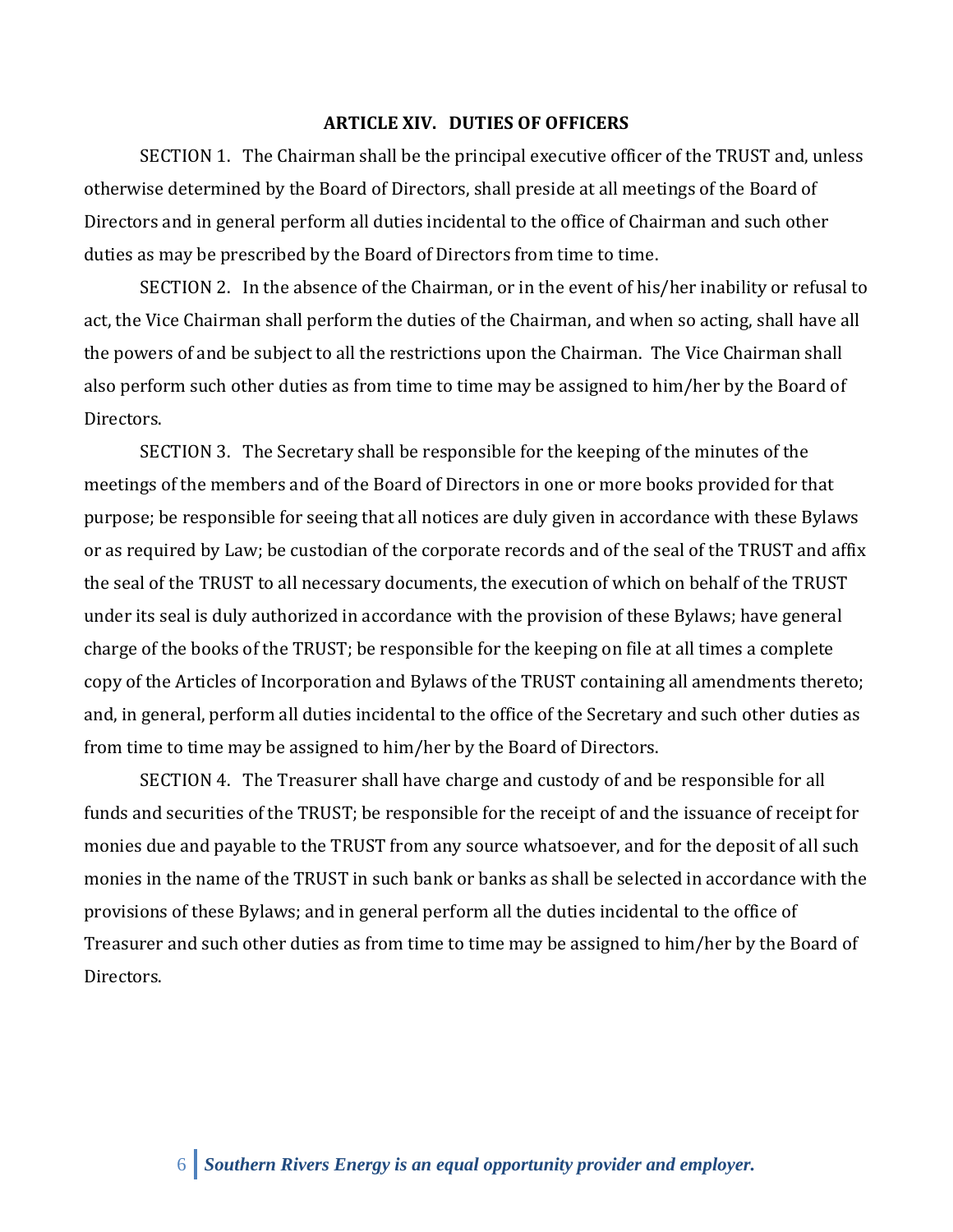## ARTICLE XIV. DUTIES OF OFFICERS

SECTION 1. The Chairman shall be the principal executive officer of the TRUST and, unless otherwise determined by the Board of Directors, shall preside at all meetings of the Board of Directors and in general perform all duties incidental to the office of Chairman and such other duties as may be prescribed by the Board of Directors from time to time.

SECTION 2. In the absence of the Chairman, or in the event of his/her inability or refusal to act, the Vice Chairman shall perform the duties of the Chairman, and when so acting, shall have all the powers of and be subject to all the restrictions upon the Chairman. The Vice Chairman shall also perform such other duties as from time to time may be assigned to him/her by the Board of Directors.

SECTION 3. The Secretary shall be responsible for the keeping of the minutes of the meetings of the members and of the Board of Directors in one or more books provided for that purpose; be responsible for seeing that all notices are duly given in accordance with these Bylaws or as required by Law; be custodian of the corporate records and of the seal of the TRUST and affix the seal of the TRUST to all necessary documents, the execution of which on behalf of the TRUST under its seal is duly authorized in accordance with the provision of these Bylaws; have general charge of the books of the TRUST; be responsible for the keeping on file at all times a complete copy of the Articles of Incorporation and Bylaws of the TRUST containing all amendments thereto; and, in general, perform all duties incidental to the office of the Secretary and such other duties as from time to time may be assigned to him/her by the Board of Directors.

SECTION 4. The Treasurer shall have charge and custody of and be responsible for all funds and securities of the TRUST; be responsible for the receipt of and the issuance of receipt for monies due and payable to the TRUST from any source whatsoever, and for the deposit of all such monies in the name of the TRUST in such bank or banks as shall be selected in accordance with the provisions of these Bylaws; and in general perform all the duties incidental to the office of Treasurer and such other duties as from time to time may be assigned to him/her by the Board of Directors.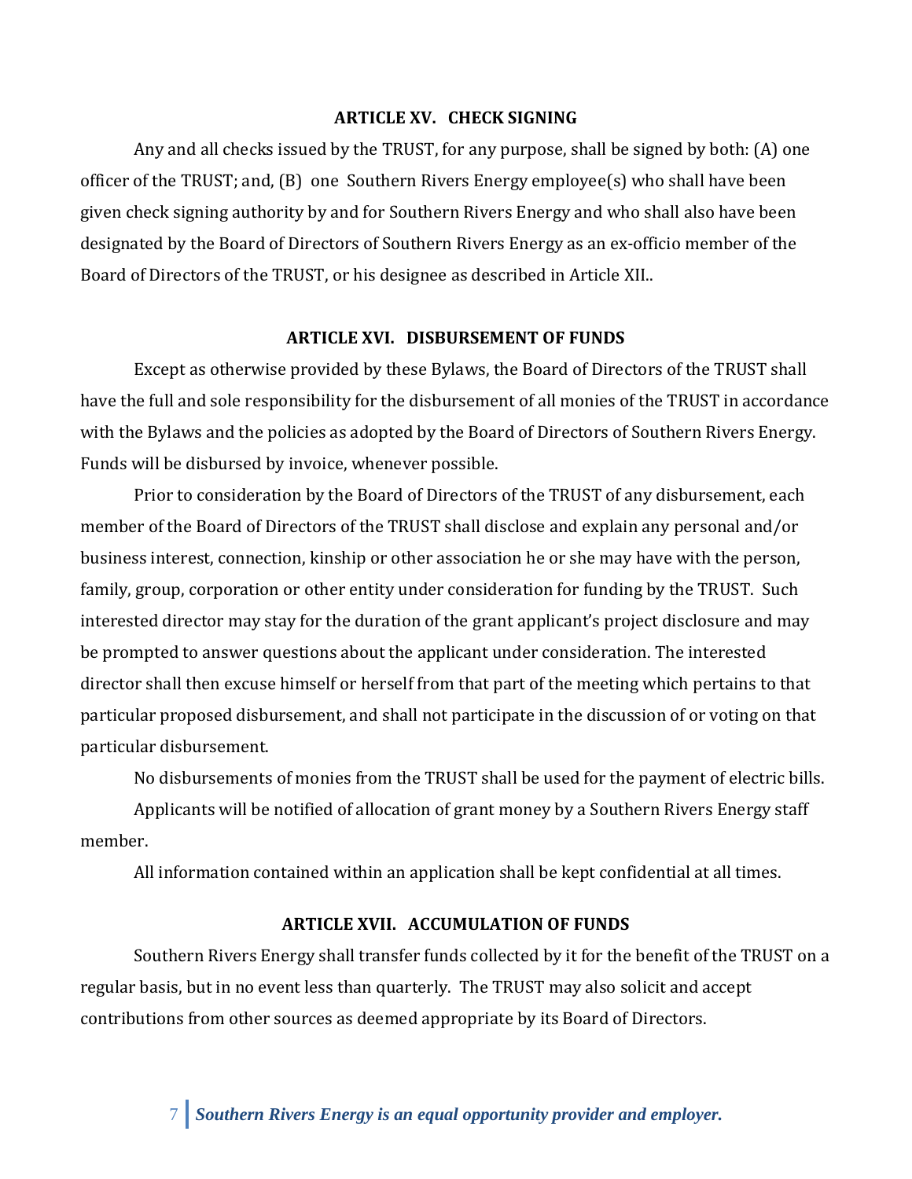### ARTICLE XV. CHECK SIGNING

Any and all checks issued by the TRUST, for any purpose, shall be signed by both: (A) one officer of the TRUST; and, (B) one Southern Rivers Energy employee(s) who shall have been given check signing authority by and for Southern Rivers Energy and who shall also have been designated by the Board of Directors of Southern Rivers Energy as an ex-officio member of the Board of Directors of the TRUST, or his designee as described in Article XII..

### ARTICLE XVI. DISBURSEMENT OF FUNDS

Except as otherwise provided by these Bylaws, the Board of Directors of the TRUST shall have the full and sole responsibility for the disbursement of all monies of the TRUST in accordance with the Bylaws and the policies as adopted by the Board of Directors of Southern Rivers Energy. Funds will be disbursed by invoice, whenever possible.

Prior to consideration by the Board of Directors of the TRUST of any disbursement, each member of the Board of Directors of the TRUST shall disclose and explain any personal and/or business interest, connection, kinship or other association he or she may have with the person, family, group, corporation or other entity under consideration for funding by the TRUST. Such interested director may stay for the duration of the grant applicant's project disclosure and may be prompted to answer questions about the applicant under consideration. The interested director shall then excuse himself or herself from that part of the meeting which pertains to that particular proposed disbursement, and shall not participate in the discussion of or voting on that particular disbursement.

No disbursements of monies from the TRUST shall be used for the payment of electric bills.

Applicants will be notified of allocation of grant money by a Southern Rivers Energy staff member.

All information contained within an application shall be kept confidential at all times.

### ARTICLE XVII. ACCUMULATION OF FUNDS

Southern Rivers Energy shall transfer funds collected by it for the benefit of the TRUST on a regular basis, but in no event less than quarterly. The TRUST may also solicit and accept contributions from other sources as deemed appropriate by its Board of Directors.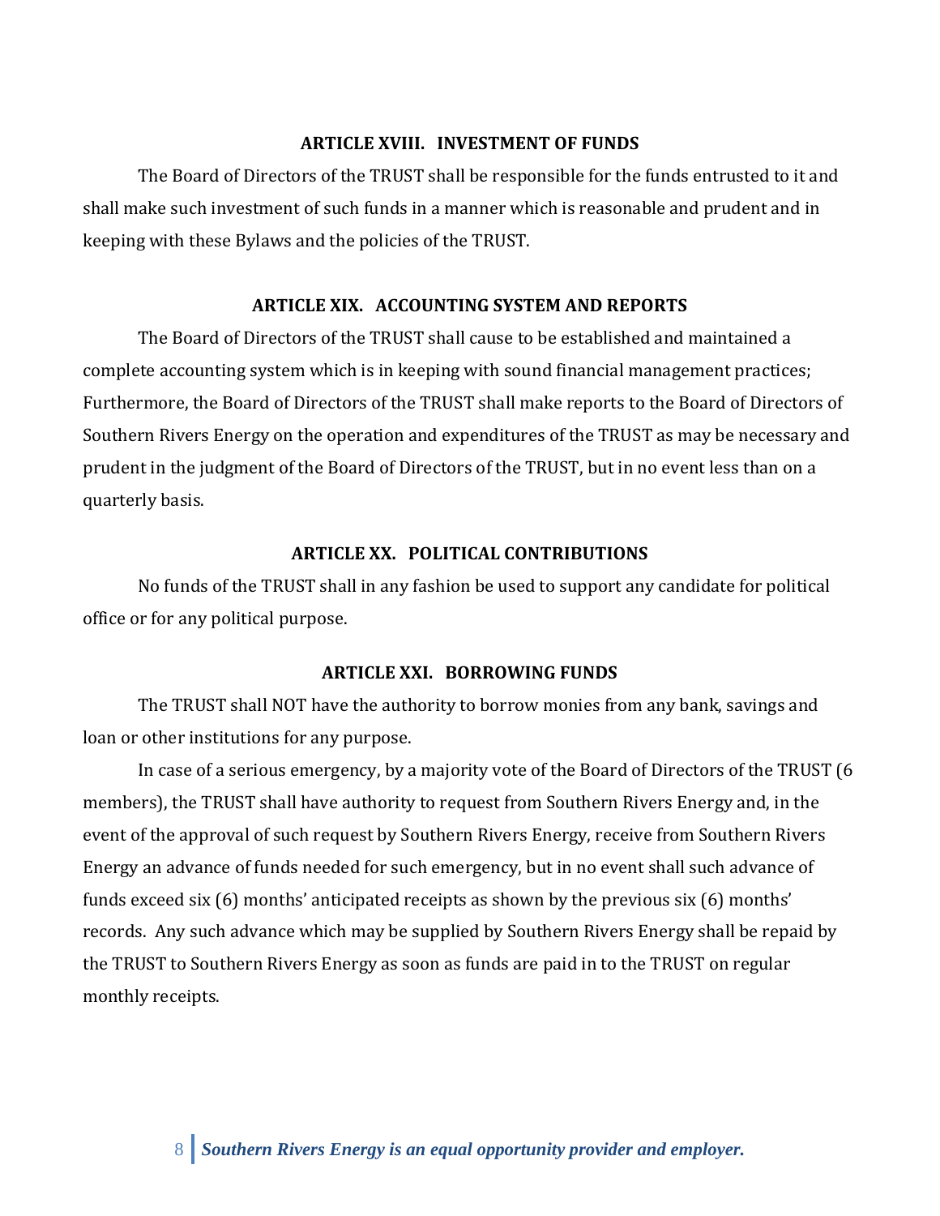## ARTICLE XVIII. INVESTMENT OF FUNDS

The Board of Directors of the TRUST shall be responsible for the funds entrusted to it and shall make such investment of such funds in a manner which is reasonable and prudent and in keeping with these Bylaws and the policies of the TRUST.

## ARTICLE XIX. ACCOUNTING SYSTEM AND REPORTS

The Board of Directors of the TRUST shall cause to be established and maintained a complete accounting system which is in keeping with sound financial management practices; Furthermore, the Board of Directors of the TRUST shall make reports to the Board of Directors of Southern Rivers Energy on the operation and expenditures of the TRUST as may be necessary and prudent in the judgment of the Board of Directors of the TRUST, but in no event less than on a quarterly basis.

## ARTICLE XX. POLITICAL CONTRIBUTIONS

No funds of the TRUST shall in any fashion be used to support any candidate for political office or for any political purpose.

## ARTICLE XXI. BORROWING FUNDS

The TRUST shall NOT have the authority to borrow monies from any bank, savings and loan or other institutions for any purpose.

In case of a serious emergency, by a majority vote of the Board of Directors of the TRUST (6 members), the TRUST shall have authority to request from Southern Rivers Energy and, in the event of the approval of such request by Southern Rivers Energy, receive from Southern Rivers Energy an advance of funds needed for such emergency, but in no event shall such advance of funds exceed six (6) months' anticipated receipts as shown by the previous six (6) months' records. Any such advance which may be supplied by Southern Rivers Energy shall be repaid by the TRUST to Southern Rivers Energy as soon as funds are paid in to the TRUST on regular monthly receipts.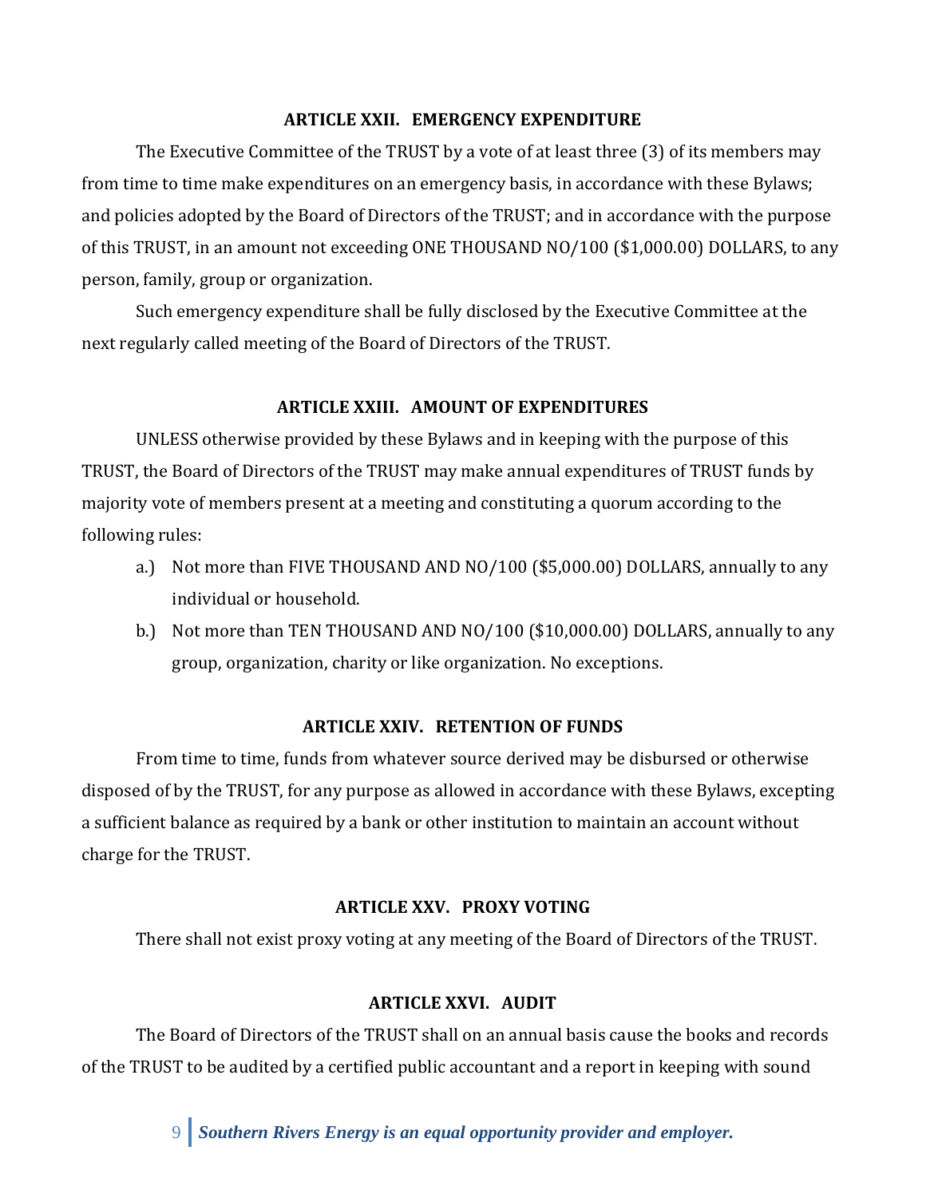**ARTICLE XXII. EMERGENCY EXPENDITURE**

The Executive Committee of the TRUST by a vote of at least three (3) of its members may from time to time make expenditures on an emergency basis, in accordance with these Bylaws; and policies adopted by the Board of Directors of the TRUST; and in accordance with the purpose of this TRUST, in an amount not exceeding ONE THOUSAND NO/100 ($1,000.00) DOLLARS, to any person, family, group or organization.

Such emergency expenditure shall be fully disclosed by the Executive Committee at the next regularly called meeting of the Board of Directors of the TRUST.

**ARTICLE XXIII. AMOUNT OF EXPENDITURES**

UNLESS otherwise provided by these Bylaws and in keeping with the purpose of this TRUST, the Board of Directors of the TRUST may make annual expenditures of TRUST funds by majority vote of members present at a meeting and constituting a quorum according to the following rules:

a.) Not more than FIVE THOUSAND AND NO/100 ($5,000.00) DOLLARS, annually to any individual or household.

b.) Not more than TEN THOUSAND AND NO/100 ($10,000.00) DOLLARS, annually to any group, organization, charity or like organization. No exceptions.

**ARTICLE XXIV. RETENTION OF FUNDS**

From time to time, funds from whatever source derived may be disbursed or otherwise disposed of by the TRUST, for any purpose as allowed in accordance with these Bylaws, excepting a sufficient balance as required by a bank or other institution to maintain an account without charge for the TRUST.

**ARTICLE XXV. PROXY VOTING**

There shall not exist proxy voting at any meeting of the Board of Directors of the TRUST.

**ARTICLE XXVI. AUDIT**

The Board of Directors of the TRUST shall on an annual basis cause the books and records of the TRUST to be audited by a certified public accountant and a report in keeping with sound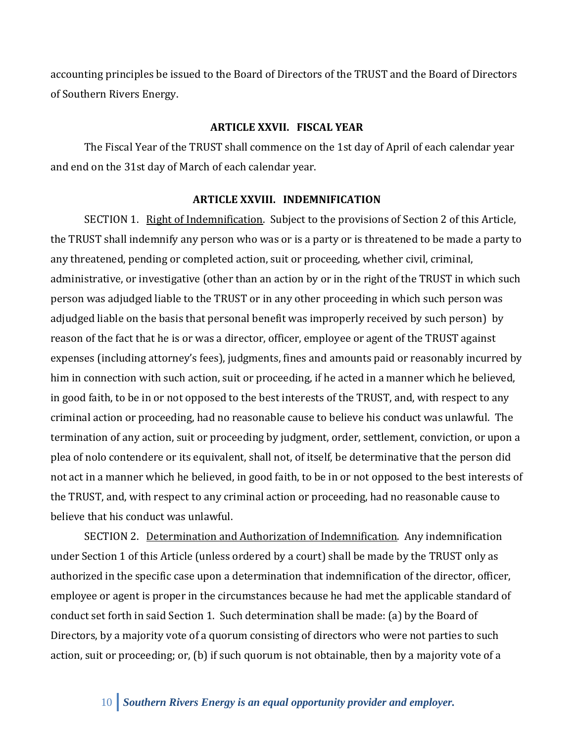accounting principles be issued to the Board of Directors of the TRUST and the Board of Directors of Southern Rivers Energy.

## ARTICLE XXVII. FISCAL YEAR

The Fiscal Year of the TRUST shall commence on the 1st day of April of each calendar year and end on the 31st day of March of each calendar year.

## ARTICLE XXVIII. INDEMNIFICATION

SECTION 1. Right of Indemnification. Subject to the provisions of Section 2 of this Article, the TRUST shall indemnify any person who was or is a party or is threatened to be made a party to any threatened, pending or completed action, suit or proceeding, whether civil, criminal, administrative, or investigative (other than an action by or in the right of the TRUST in which such person was adjudged liable to the TRUST or in any other proceeding in which such person was adjudged liable on the basis that personal benefit was improperly received by such person) by reason of the fact that he is or was a director, officer, employee or agent of the TRUST against expenses (including attorney's fees), judgments, fines and amounts paid or reasonably incurred by him in connection with such action, suit or proceeding, if he acted in a manner which he believed, in good faith, to be in or not opposed to the best interests of the TRUST, and, with respect to any criminal action or proceeding, had no reasonable cause to believe his conduct was unlawful. The termination of any action, suit or proceeding by judgment, order, settlement, conviction, or upon a plea of nolo contendere or its equivalent, shall not, of itself, be determinative that the person did not act in a manner which he believed, in good faith, to be in or not opposed to the best interests of the TRUST, and, with respect to any criminal action or proceeding, had no reasonable cause to believe that his conduct was unlawful.

SECTION 2. Determination and Authorization of Indemnification. Any indemnification under Section 1 of this Article (unless ordered by a court) shall be made by the TRUST only as authorized in the specific case upon a determination that indemnification of the director, officer, employee or agent is proper in the circumstances because he had met the applicable standard of conduct set forth in said Section 1. Such determination shall be made: (a) by the Board of Directors, by a majority vote of a quorum consisting of directors who were not parties to such action, suit or proceeding; or, (b) if such quorum is not obtainable, then by a majority vote of a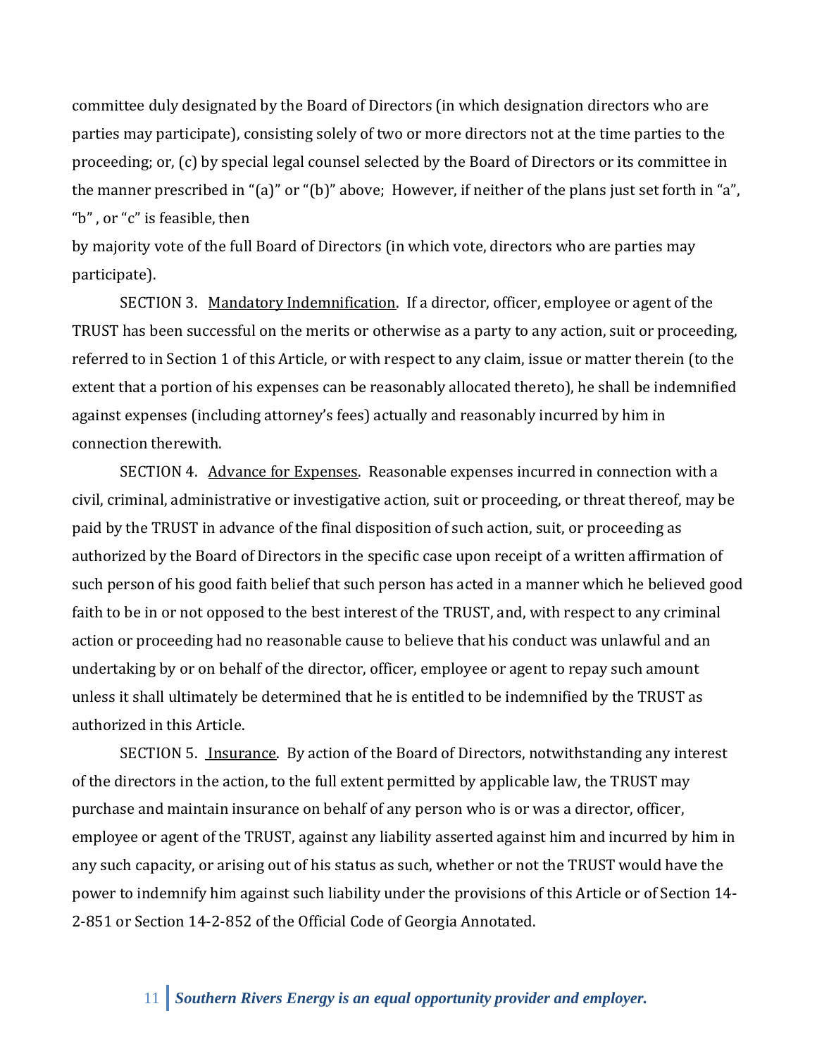committee duly designated by the Board of Directors (in which designation directors who are parties may participate), consisting solely of two or more directors not at the time parties to the proceeding; or, (c) by special legal counsel selected by the Board of Directors or its committee in the manner prescribed in "(a)" or "(b)" above; However, if neither of the plans just set forth in "a", "b" , or "c" is feasible, then

by majority vote of the full Board of Directors (in which vote, directors who are parties may participate).

SECTION 3. Mandatory Indemnification. If a director, officer, employee or agent of the TRUST has been successful on the merits or otherwise as a party to any action, suit or proceeding, referred to in Section 1 of this Article, or with respect to any claim, issue or matter therein (to the extent that a portion of his expenses can be reasonably allocated thereto), he shall be indemnified against expenses (including attorney's fees) actually and reasonably incurred by him in connection therewith.

SECTION 4. Advance for Expenses. Reasonable expenses incurred in connection with a civil, criminal, administrative or investigative action, suit or proceeding, or threat thereof, may be paid by the TRUST in advance of the final disposition of such action, suit, or proceeding as authorized by the Board of Directors in the specific case upon receipt of a written affirmation of such person of his good faith belief that such person has acted in a manner which he believed good faith to be in or not opposed to the best interest of the TRUST, and, with respect to any criminal action or proceeding had no reasonable cause to believe that his conduct was unlawful and an undertaking by or on behalf of the director, officer, employee or agent to repay such amount unless it shall ultimately be determined that he is entitled to be indemnified by the TRUST as authorized in this Article.

SECTION 5. Insurance. By action of the Board of Directors, notwithstanding any interest of the directors in the action, to the full extent permitted by applicable law, the TRUST may purchase and maintain insurance on behalf of any person who is or was a director, officer, employee or agent of the TRUST, against any liability asserted against him and incurred by him in any such capacity, or arising out of his status as such, whether or not the TRUST would have the power to indemnify him against such liability under the provisions of this Article or of Section 14-2-851 or Section 14-2-852 of the Official Code of Georgia Annotated.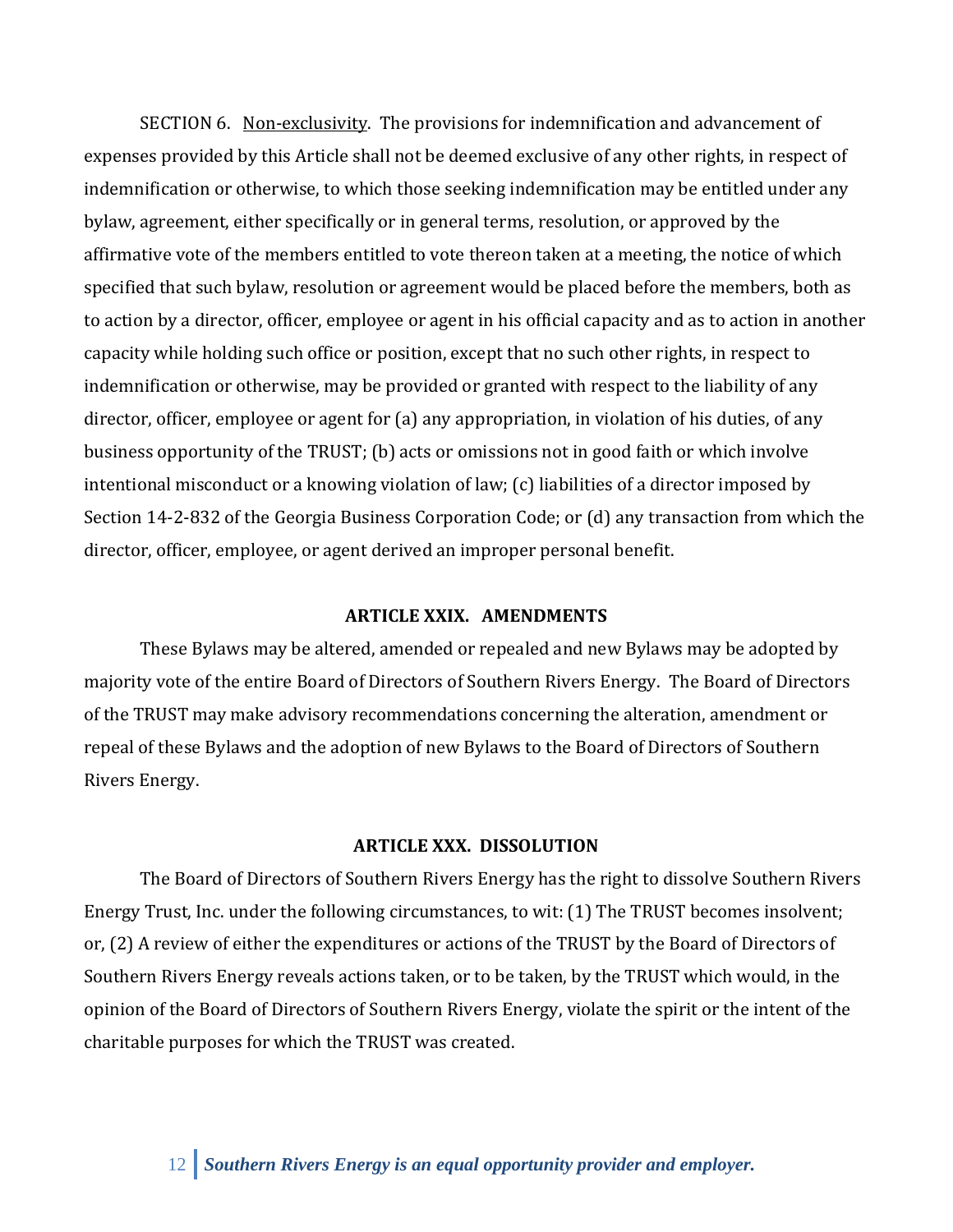SECTION 6. Non-exclusivity. The provisions for indemnification and advancement of expenses provided by this Article shall not be deemed exclusive of any other rights, in respect of indemnification or otherwise, to which those seeking indemnification may be entitled under any bylaw, agreement, either specifically or in general terms, resolution, or approved by the affirmative vote of the members entitled to vote thereon taken at a meeting, the notice of which specified that such bylaw, resolution or agreement would be placed before the members, both as to action by a director, officer, employee or agent in his official capacity and as to action in another capacity while holding such office or position, except that no such other rights, in respect to indemnification or otherwise, may be provided or granted with respect to the liability of any director, officer, employee or agent for (a) any appropriation, in violation of his duties, of any business opportunity of the TRUST; (b) acts or omissions not in good faith or which involve intentional misconduct or a knowing violation of law; (c) liabilities of a director imposed by Section 14-2-832 of the Georgia Business Corporation Code; or (d) any transaction from which the director, officer, employee, or agent derived an improper personal benefit.

## ARTICLE XXIX. AMENDMENTS

These Bylaws may be altered, amended or repealed and new Bylaws may be adopted by majority vote of the entire Board of Directors of Southern Rivers Energy. The Board of Directors of the TRUST may make advisory recommendations concerning the alteration, amendment or repeal of these Bylaws and the adoption of new Bylaws to the Board of Directors of Southern Rivers Energy.

## ARTICLE XXX. DISSOLUTION

The Board of Directors of Southern Rivers Energy has the right to dissolve Southern Rivers Energy Trust, Inc. under the following circumstances, to wit: (1) The TRUST becomes insolvent; or, (2) A review of either the expenditures or actions of the TRUST by the Board of Directors of Southern Rivers Energy reveals actions taken, or to be taken, by the TRUST which would, in the opinion of the Board of Directors of Southern Rivers Energy, violate the spirit or the intent of the charitable purposes for which the TRUST was created.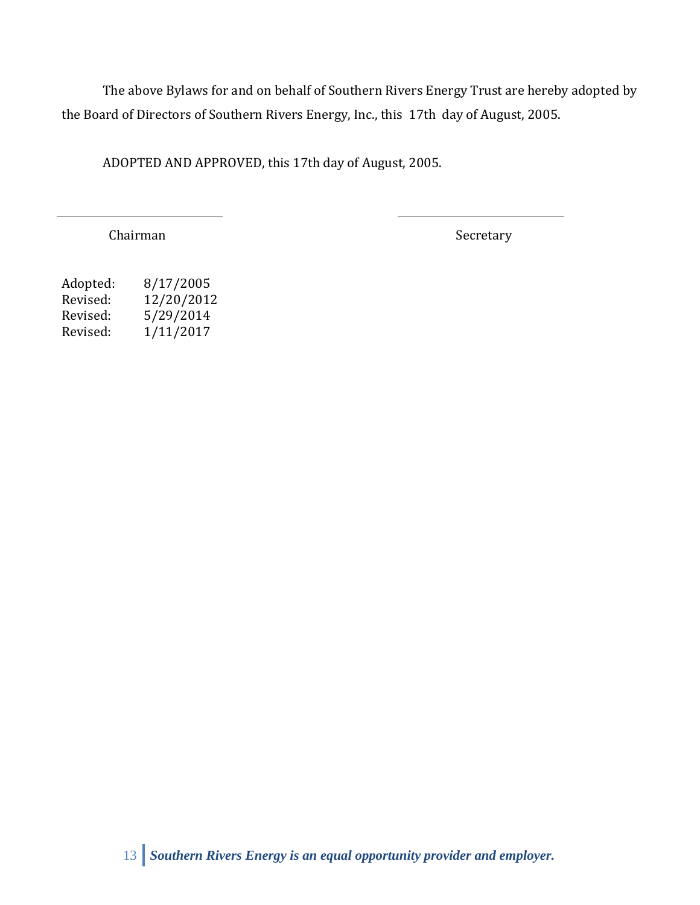The above Bylaws for and on behalf of Southern Rivers Energy Trust are hereby adopted by the Board of Directors of Southern Rivers Energy, Inc., this 17th day of August, 2005.

ADOPTED AND APPROVED, this 17th day of August, 2005.

\_\_\_\_\_\_\_\_\_\_\_\_\_\_\_\_\_\_\_\_\_\_\_\_\_\_\_\_ \_\_\_\_\_\_\_\_\_\_\_\_\_\_\_\_\_\_\_\_\_\_\_\_\_\_\_\_

Chairman Secretary

| | |
|---|---|
| Adopted: | 8/17/2005 |
| Revised: | 12/20/2012 |
| Revised: | 5/29/2014 |
| Revised: | 1/11/2017 |

***Southern Rivers Energy is an equal opportunity provider and employer.***